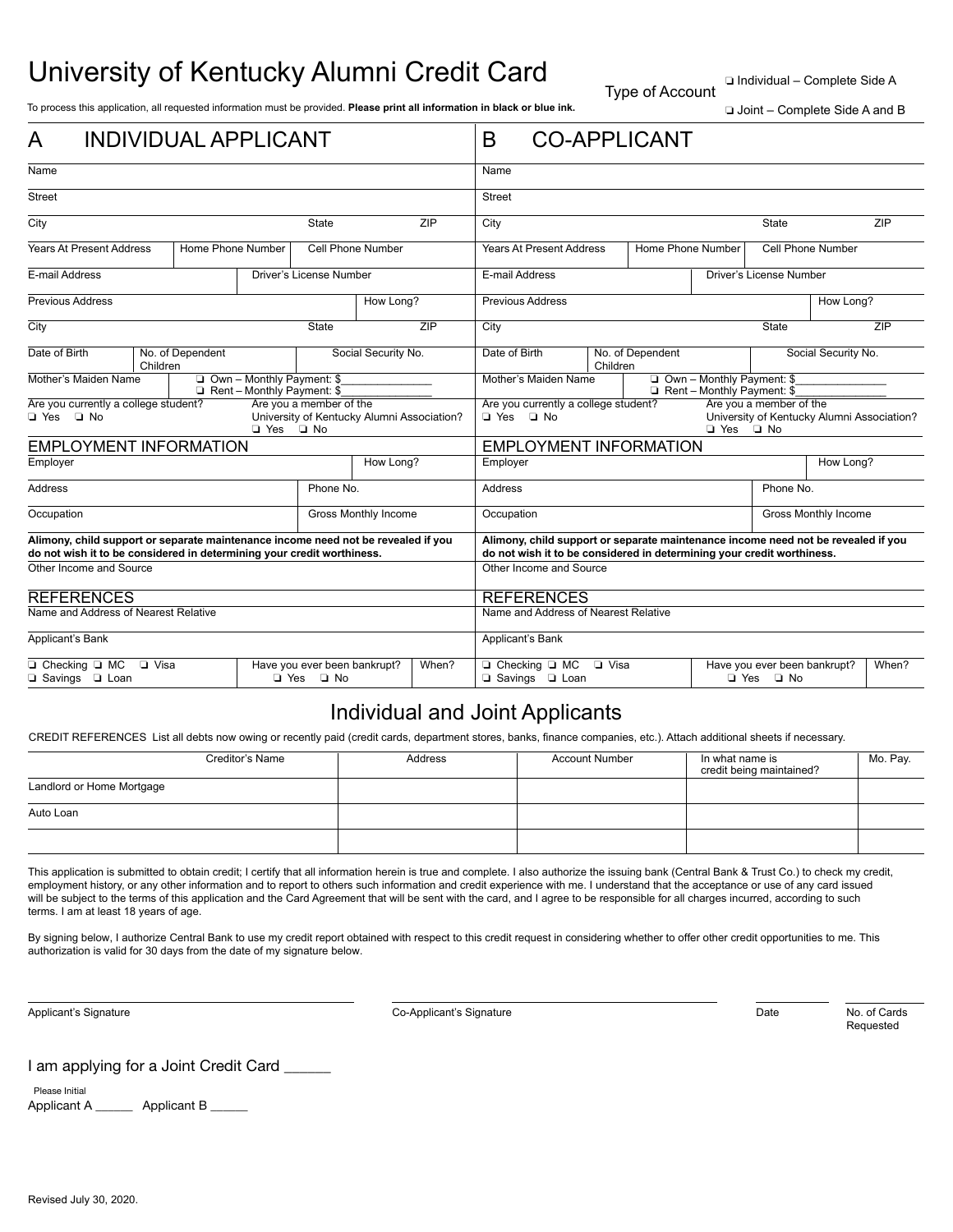# University of Kentucky Alumni Credit Card

Type of Account
❑ Individual – Complete Side A
❑ Joint – Complete Side A and B

To process this application, all requested information must be provided. **Please print all information in black or blue ink.**

## A INDIVIDUAL APPLICANT

Name

Street

City | State | ZIP

Years At Present Address | Home Phone Number | Cell Phone Number

E-mail Address | Driver's License Number

Previous Address | How Long?

City | State | ZIP

Date of Birth | No. of Dependent Children | Social Security No.

Mother's Maiden Name | ❑ Own – Monthly Payment: $\_\_\_\_\_\_\_ ❑ Rent – Monthly Payment: $\_\_\_\_\_\_\_

Are you currently a college student? ❑ Yes ❑ No

Are you a member of the University of Kentucky Alumni Association? ❑ Yes ❑ No

### EMPLOYMENT INFORMATION

Employer | How Long?

Address | Phone No.

Occupation | Gross Monthly Income

**Alimony, child support or separate maintenance income need not be revealed if you do not wish it to be considered in determining your credit worthiness.**

Other Income and Source

### REFERENCES

Name and Address of Nearest Relative

Applicant's Bank

❑ Checking ❑ MC ❑ Visa ❑ Savings ❑ Loan

Have you ever been bankrupt? ❑ Yes ❑ No | When?

## B CO-APPLICANT

Name

Street

City | State | ZIP

Years At Present Address | Home Phone Number | Cell Phone Number

E-mail Address | Driver's License Number

Previous Address | How Long?

City | State | ZIP

Date of Birth | No. of Dependent Children | Social Security No.

Mother's Maiden Name | ❑ Own – Monthly Payment: $\_\_\_\_\_\_\_ ❑ Rent – Monthly Payment: $\_\_\_\_\_\_\_

Are you currently a college student? ❑ Yes ❑ No

Are you a member of the University of Kentucky Alumni Association? ❑ Yes ❑ No

### EMPLOYMENT INFORMATION

Employer | How Long?

Address | Phone No.

Occupation | Gross Monthly Income

**Alimony, child support or separate maintenance income need not be revealed if you do not wish it to be considered in determining your credit worthiness.**

Other Income and Source

### REFERENCES

Name and Address of Nearest Relative

Applicant's Bank

❑ Checking ❑ MC ❑ Visa ❑ Savings ❑ Loan

Have you ever been bankrupt? ❑ Yes ❑ No | When?

## Individual and Joint Applicants

CREDIT REFERENCES List all debts now owing or recently paid (credit cards, department stores, banks, finance companies, etc.). Attach additional sheets if necessary.

| Creditor's Name | Address | Account Number | In what name is credit being maintained? | Mo. Pay. |
|---|---|---|---|---|
| Landlord or Home Mortgage | | | | |
| Auto Loan | | | | |
| | | | | |

This application is submitted to obtain credit; I certify that all information herein is true and complete. I also authorize the issuing bank (Central Bank & Trust Co.) to check my credit, employment history, or any other information and to report to others such information and credit experience with me. I understand that the acceptance or use of any card issued will be subject to the terms of this application and the Card Agreement that will be sent with the card, and I agree to be responsible for all charges incurred, according to such terms. I am at least 18 years of age.

By signing below, I authorize Central Bank to use my credit report obtained with respect to this credit request in considering whether to offer other credit opportunities to me. This authorization is valid for 30 days from the date of my signature below.

Applicant's Signature \_\_\_\_\_\_\_\_\_\_ Co-Applicant's Signature \_\_\_\_\_\_\_\_\_\_ Date \_\_\_\_\_\_ No. of Cards Requested \_\_\_\_\_\_

I am applying for a Joint Credit Card \_\_\_\_\_\_

Please Initial
Applicant A \_\_\_\_\_\_ Applicant B \_\_\_\_\_\_

Revised July 30, 2020.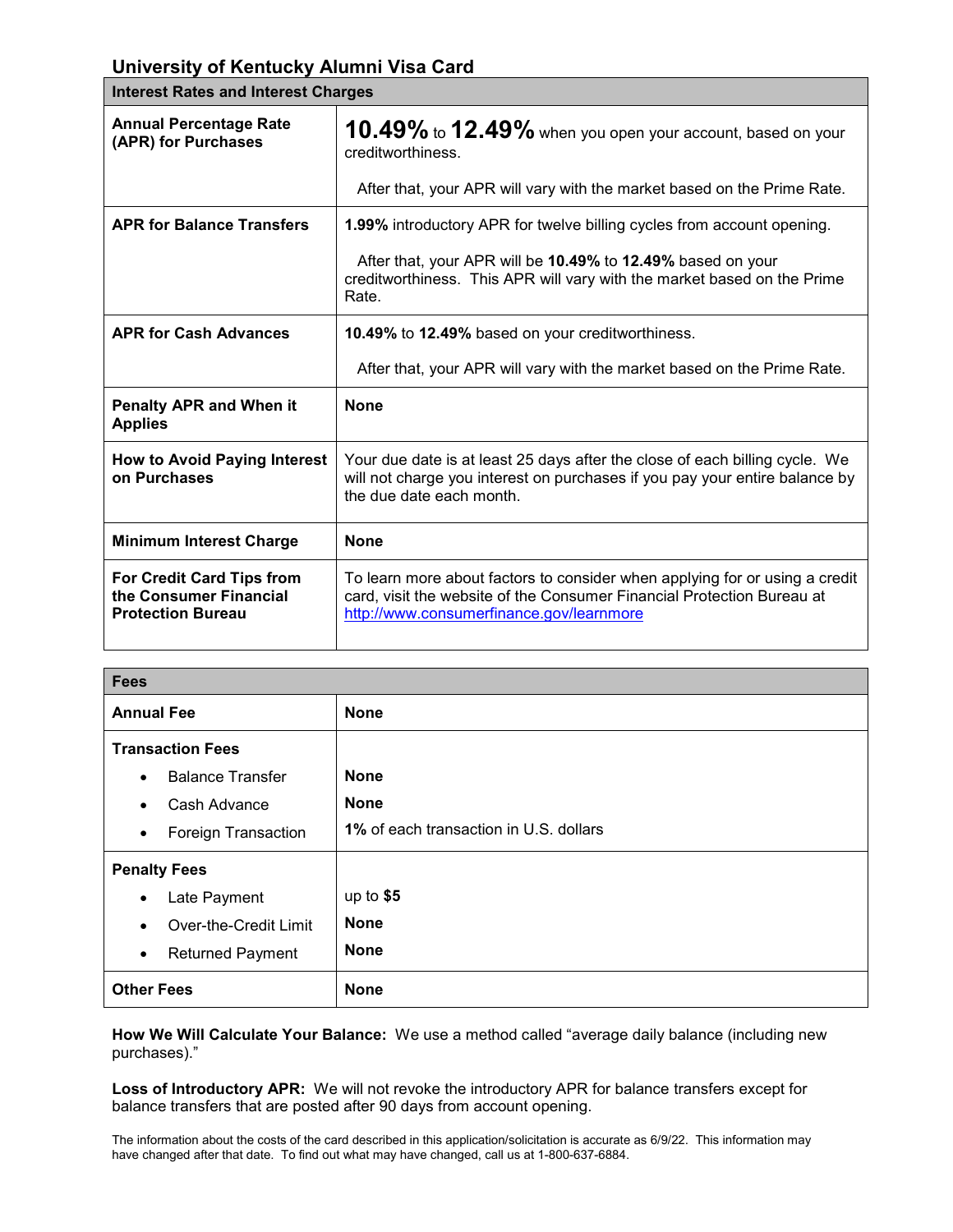## University of Kentucky Alumni Visa Card

| Interest Rates and Interest Charges | |
|---|---|
| **Annual Percentage Rate (APR) for Purchases** | **10.49%** to **12.49%** when you open your account, based on your creditworthiness.<br><br>After that, your APR will vary with the market based on the Prime Rate. |
| **APR for Balance Transfers** | **1.99%** introductory APR for twelve billing cycles from account opening.<br><br>After that, your APR will be **10.49%** to **12.49%** based on your creditworthiness. This APR will vary with the market based on the Prime Rate. |
| **APR for Cash Advances** | **10.49%** to **12.49%** based on your creditworthiness.<br><br>After that, your APR will vary with the market based on the Prime Rate. |
| **Penalty APR and When it Applies** | **None** |
| **How to Avoid Paying Interest on Purchases** | Your due date is at least 25 days after the close of each billing cycle. We will not charge you interest on purchases if you pay your entire balance by the due date each month. |
| **Minimum Interest Charge** | **None** |
| **For Credit Card Tips from the Consumer Financial Protection Bureau** | To learn more about factors to consider when applying for or using a credit card, visit the website of the Consumer Financial Protection Bureau at http://www.consumerfinance.gov/learnmore |

| Fees | |
|---|---|
| **Annual Fee** | **None** |
| **Transaction Fees** | |
| • Balance Transfer | **None** |
| • Cash Advance | **None** |
| • Foreign Transaction | **1%** of each transaction in U.S. dollars |
| **Penalty Fees** | |
| • Late Payment | up to **$5** |
| • Over-the-Credit Limit | **None** |
| • Returned Payment | **None** |
| **Other Fees** | **None** |

**How We Will Calculate Your Balance:** We use a method called "average daily balance (including new purchases)."

**Loss of Introductory APR:** We will not revoke the introductory APR for balance transfers except for balance transfers that are posted after 90 days from account opening.

The information about the costs of the card described in this application/solicitation is accurate as 6/9/22. This information may have changed after that date. To find out what may have changed, call us at 1-800-637-6884.